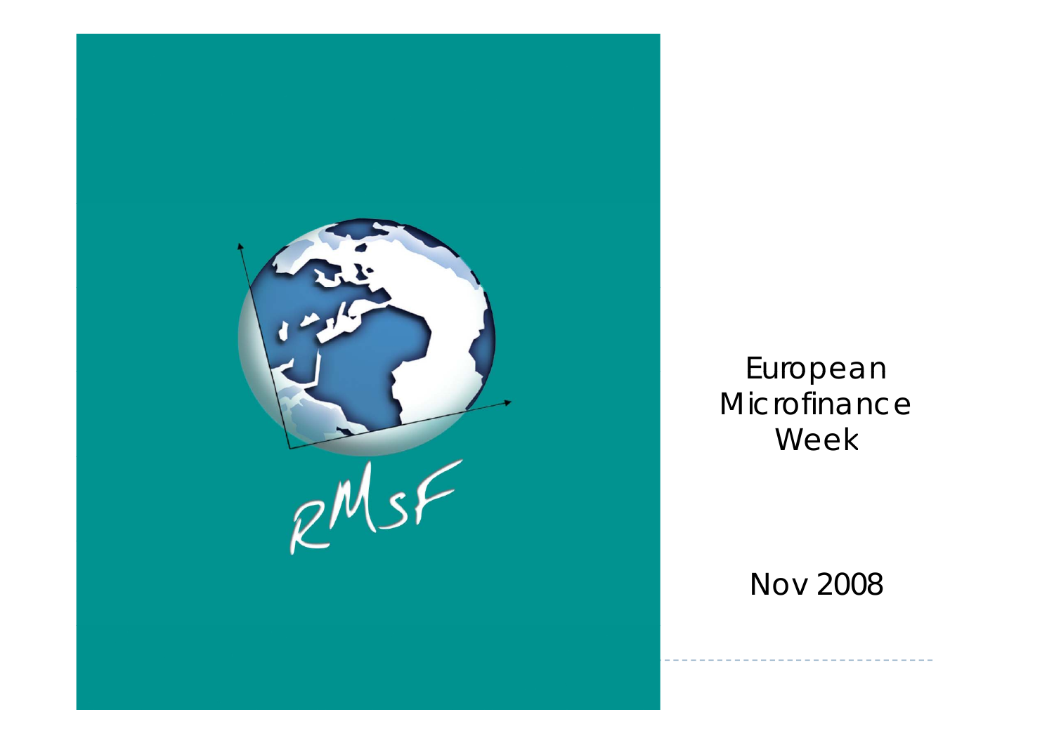RMSF

# European Microfinance Week

Nov 2008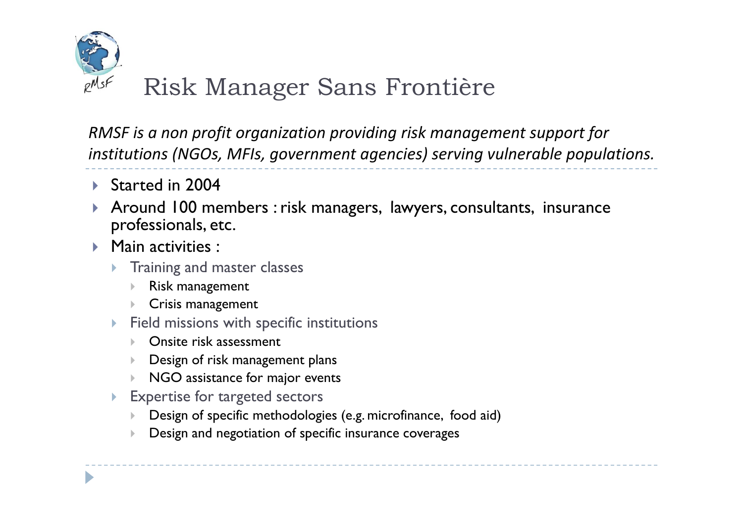# Risk Manager Sans Frontière

*RMSF is a non profit organization providing risk management support for institutions (NGOs, MFIs, government agencies) serving vulnerable populations.*

- Started in 2004
- Around 100 members : risk managers, lawyers, consultants, insurance professionals, etc.
- Main activities :
  - Training and master classes
    - Risk management
    - Crisis management
  - Field missions with specific institutions
    - Onsite risk assessment
    - Design of risk management plans
    - NGO assistance for major events
  - Expertise for targeted sectors
    - Design of specific methodologies (e.g. microfinance, food aid)
    - Design and negotiation of specific insurance coverages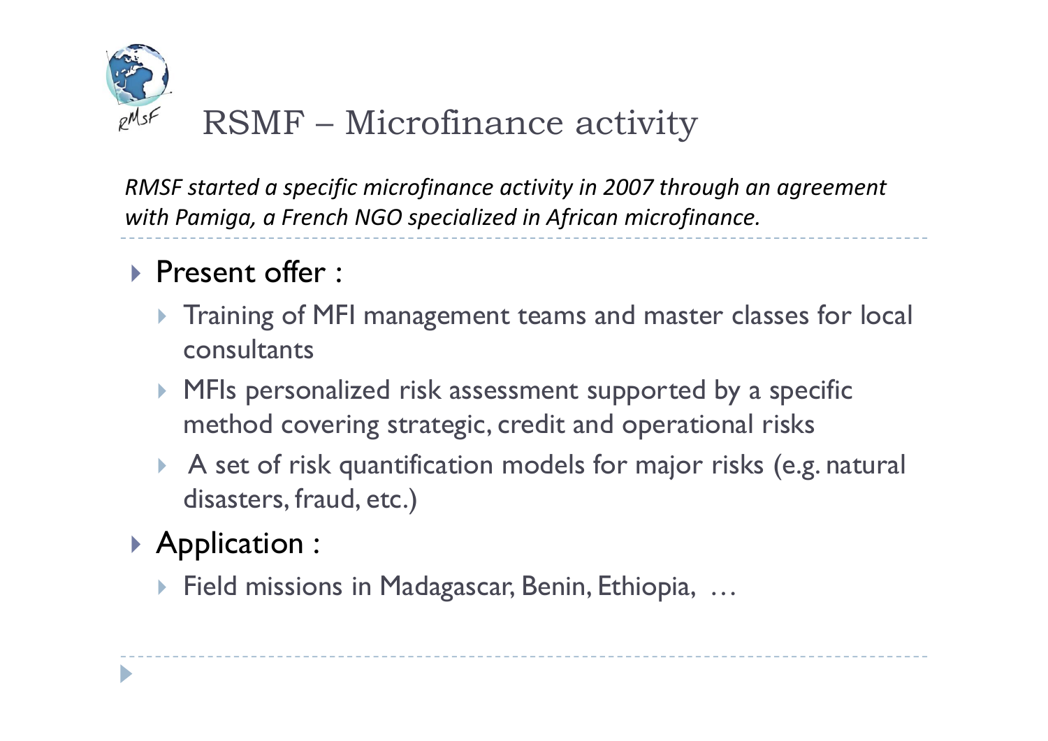# RSMF – Microfinance activity

*RMSF started a specific microfinance activity in 2007 through an agreement with Pamiga, a French NGO specialized in African microfinance.*

- Present offer :
  - Training of MFI management teams and master classes for local consultants
  - MFIs personalized risk assessment supported by a specific method covering strategic, credit and operational risks
  - A set of risk quantification models for major risks (e.g. natural disasters, fraud, etc.)
- Application :
  - Field missions in Madagascar, Benin, Ethiopia, …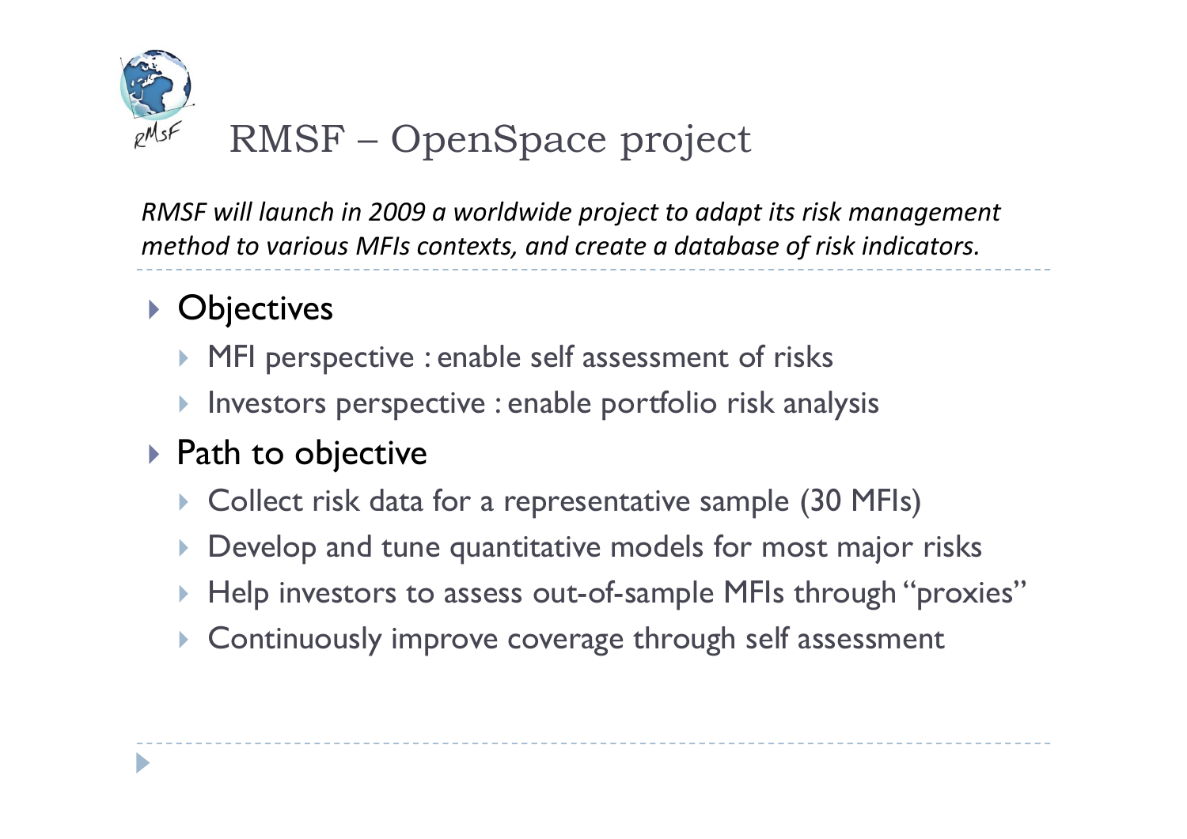# RMSF – OpenSpace project

*RMSF will launch in 2009 a worldwide project to adapt its risk management method to various MFIs contexts, and create a database of risk indicators.*

- Objectives
  - MFI perspective : enable self assessment of risks
  - Investors perspective : enable portfolio risk analysis
- Path to objective
  - Collect risk data for a representative sample (30 MFIs)
  - Develop and tune quantitative models for most major risks
  - Help investors to assess out-of-sample MFIs through "proxies"
  - Continuously improve coverage through self assessment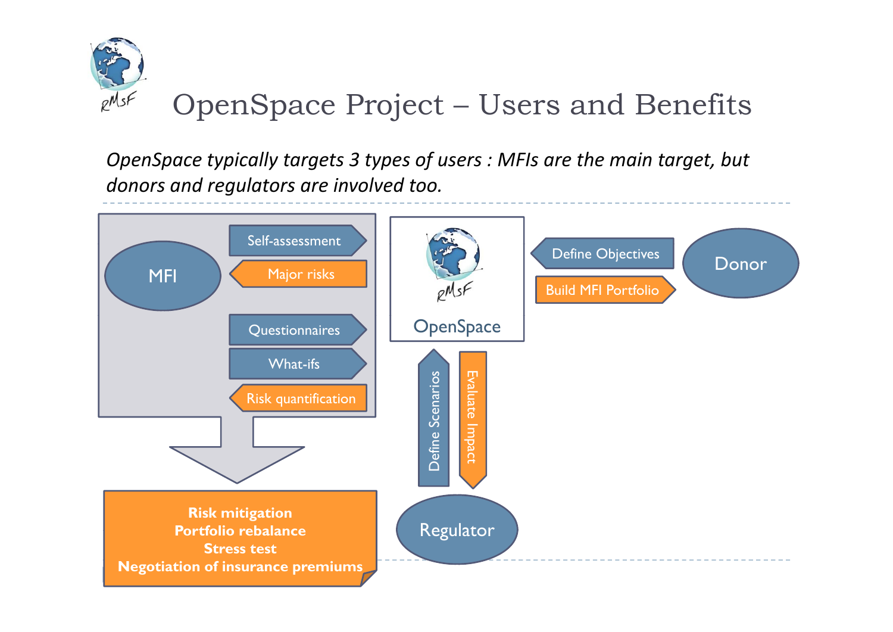# OpenSpace Project – Users and Benefits

*OpenSpace typically targets 3 types of users : MFIs are the main target, but donors and regulators are involved too.*

MFI

- Self-assessment
- Major risks
- Questionnaires
- What-ifs
- Risk quantification

OpenSpace

Donor

- Define Objectives
- Build MFI Portfolio

Regulator

- Define Scenarios
- Evaluate Impact

**Risk mitigation**
**Portfolio rebalance**
**Stress test**
**Negotiation of insurance premiums**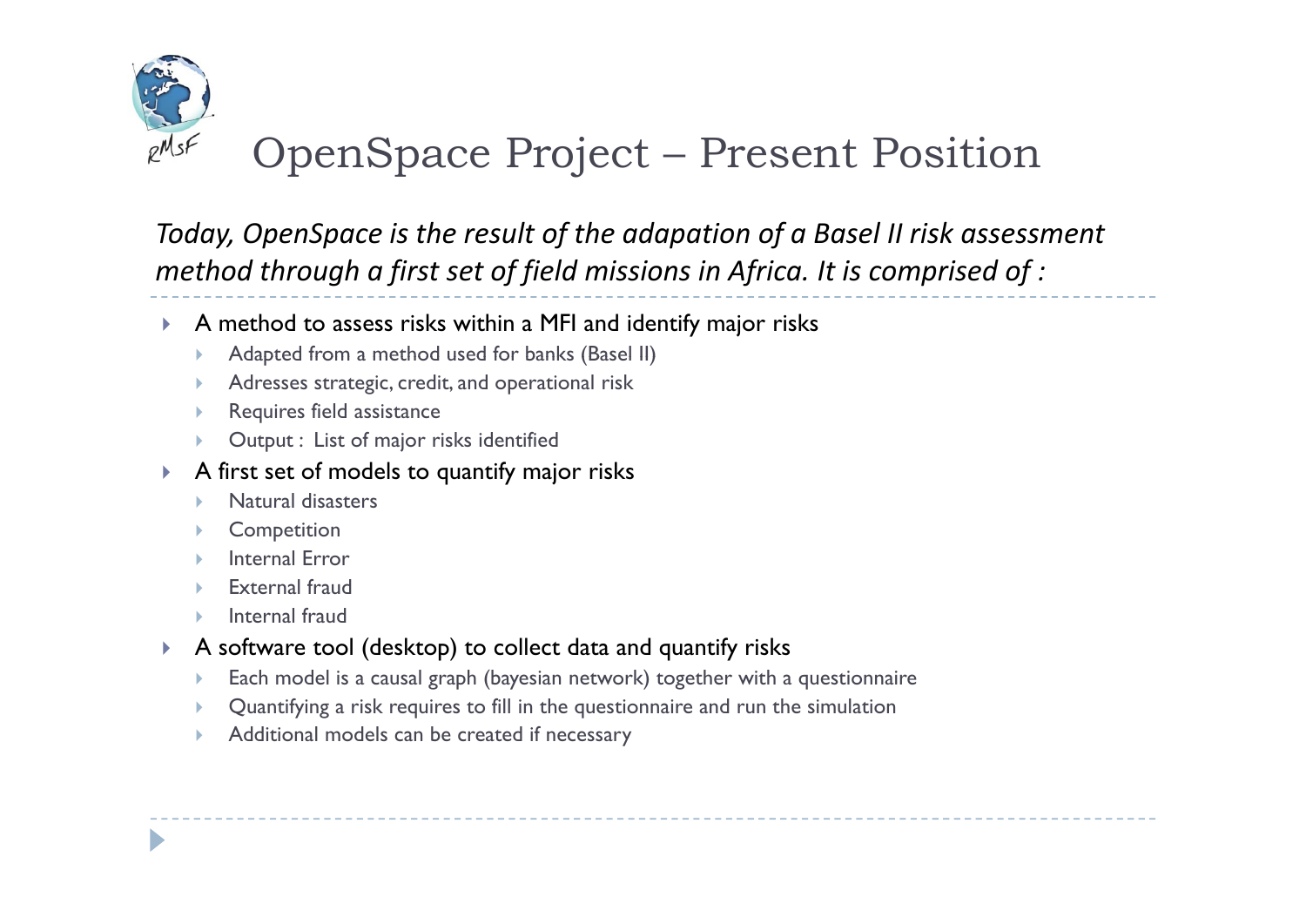# OpenSpace Project – Present Position

*Today, OpenSpace is the result of the adapation of a Basel II risk assessment method through a first set of field missions in Africa. It is comprised of :*

- A method to assess risks within a MFI and identify major risks
  - Adapted from a method used for banks (Basel II)
  - Adresses strategic, credit, and operational risk
  - Requires field assistance
  - Output : List of major risks identified
- A first set of models to quantify major risks
  - Natural disasters
  - Competition
  - Internal Error
  - External fraud
  - Internal fraud
- A software tool (desktop) to collect data and quantify risks
  - Each model is a causal graph (bayesian network) together with a questionnaire
  - Quantifying a risk requires to fill in the questionnaire and run the simulation
  - Additional models can be created if necessary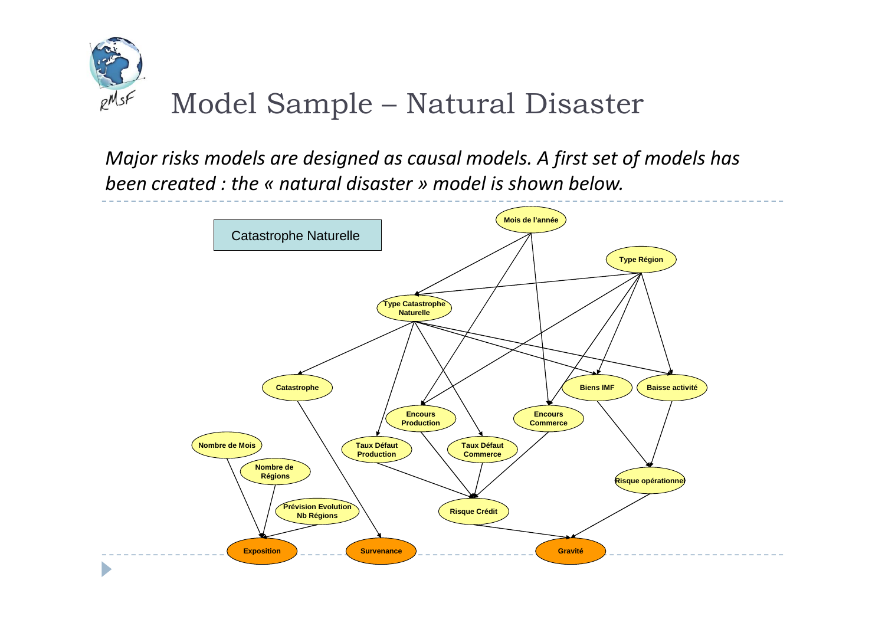# Model Sample – Natural Disaster

*Major risks models are designed as causal models. A first set of models has been created : the « natural disaster » model is shown below.*

Catastrophe Naturelle

Mois de l'année

Type Région

Type Catastrophe Naturelle

Catastrophe

Biens IMF

Baisse activité

Encours Production

Encours Commerce

Nombre de Mois

Taux Défaut Production

Taux Défaut Commerce

Nombre de Régions

Risque opérationnel

Prévision Evolution Nb Régions

Risque Crédit

Exposition

Survenance

Gravité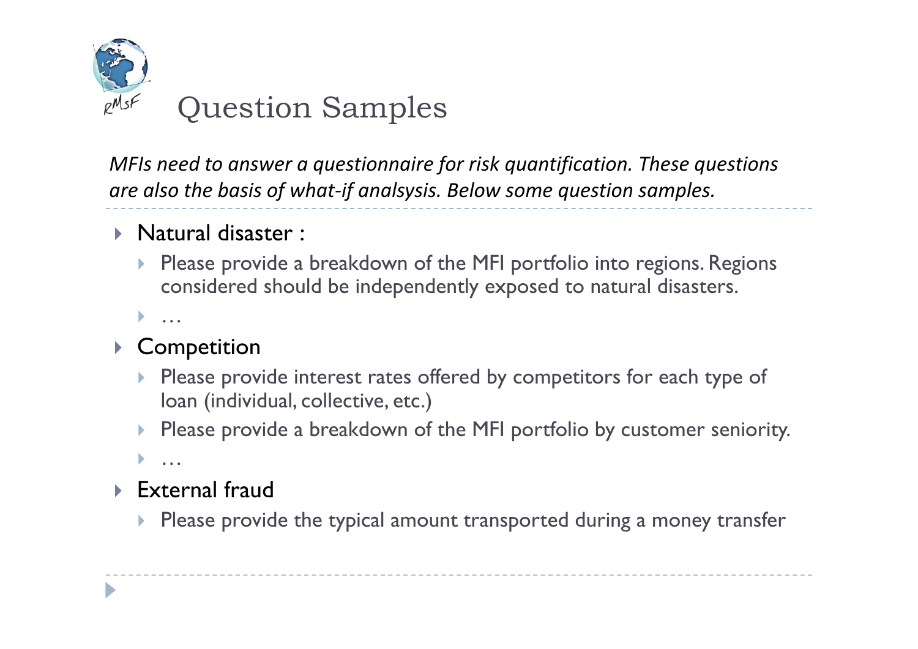# Question Samples

*MFIs need to answer a questionnaire for risk quantification. These questions are also the basis of what-if analsysis. Below some question samples.*

- Natural disaster :
  - Please provide a breakdown of the MFI portfolio into regions. Regions considered should be independently exposed to natural disasters.
  - …
- Competition
  - Please provide interest rates offered by competitors for each type of loan (individual, collective, etc.)
  - Please provide a breakdown of the MFI portfolio by customer seniority.
  - …
- External fraud
  - Please provide the typical amount transported during a money transfer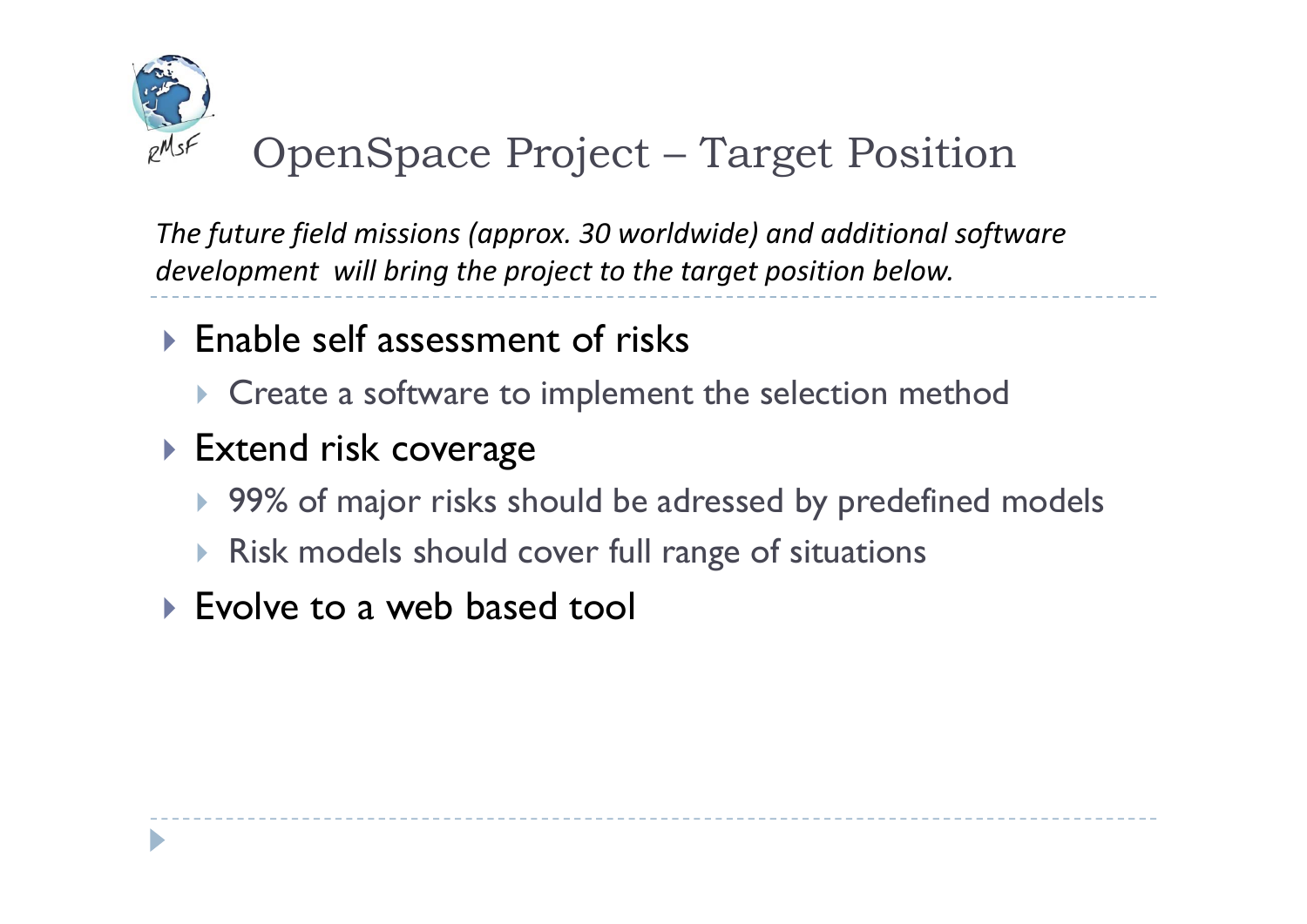# OpenSpace Project – Target Position

*The future field missions (approx. 30 worldwide) and additional software development will bring the project to the target position below.*

- Enable self assessment of risks
  - Create a software to implement the selection method
- Extend risk coverage
  - 99% of major risks should be adressed by predefined models
  - Risk models should cover full range of situations
- Evolve to a web based tool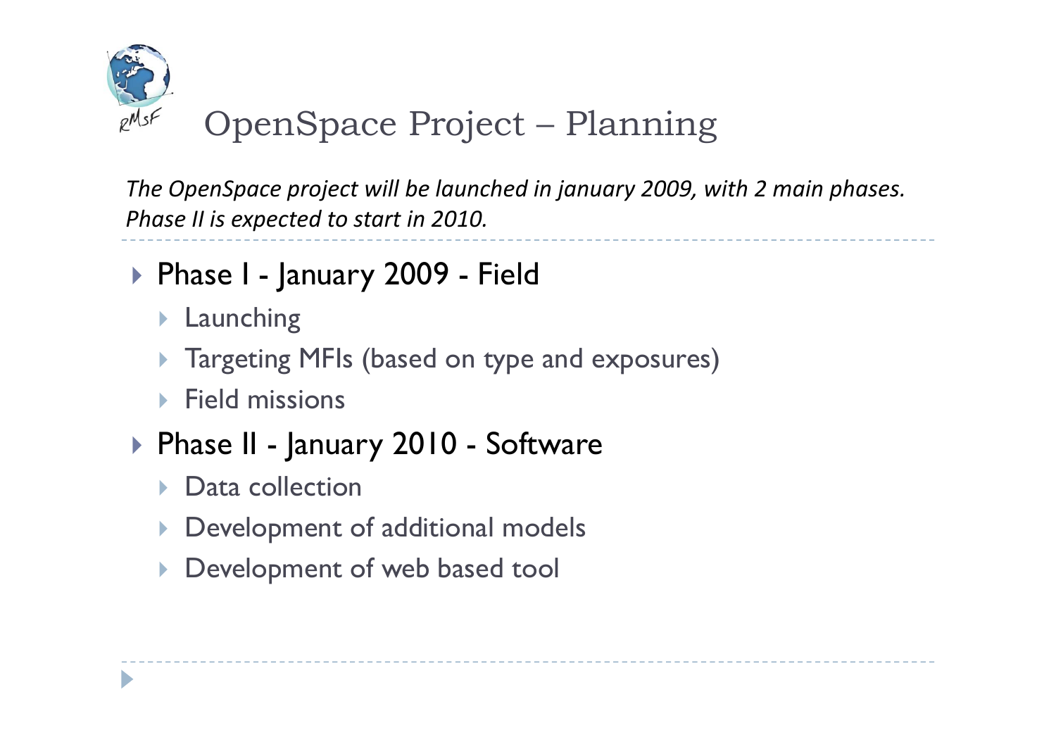# OpenSpace Project – Planning

*The OpenSpace project will be launched in january 2009, with 2 main phases. Phase II is expected to start in 2010.*

- Phase I - January 2009 - Field
  - Launching
  - Targeting MFIs (based on type and exposures)
  - Field missions
- Phase II - January 2010 - Software
  - Data collection
  - Development of additional models
  - Development of web based tool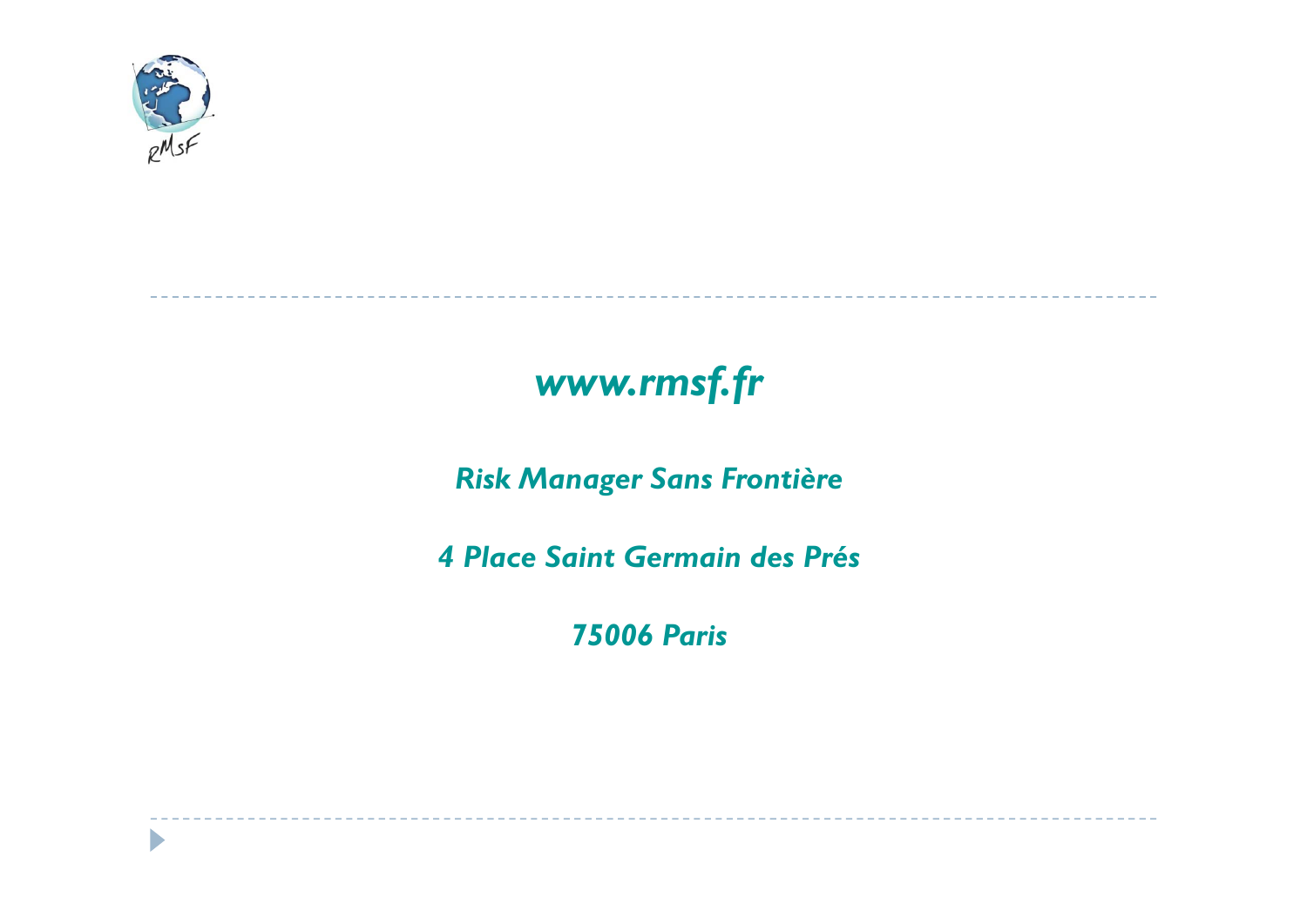*www.rmsf.fr*

*Risk Manager Sans Frontière*

*4 Place Saint Germain des Prés*

*75006 Paris*